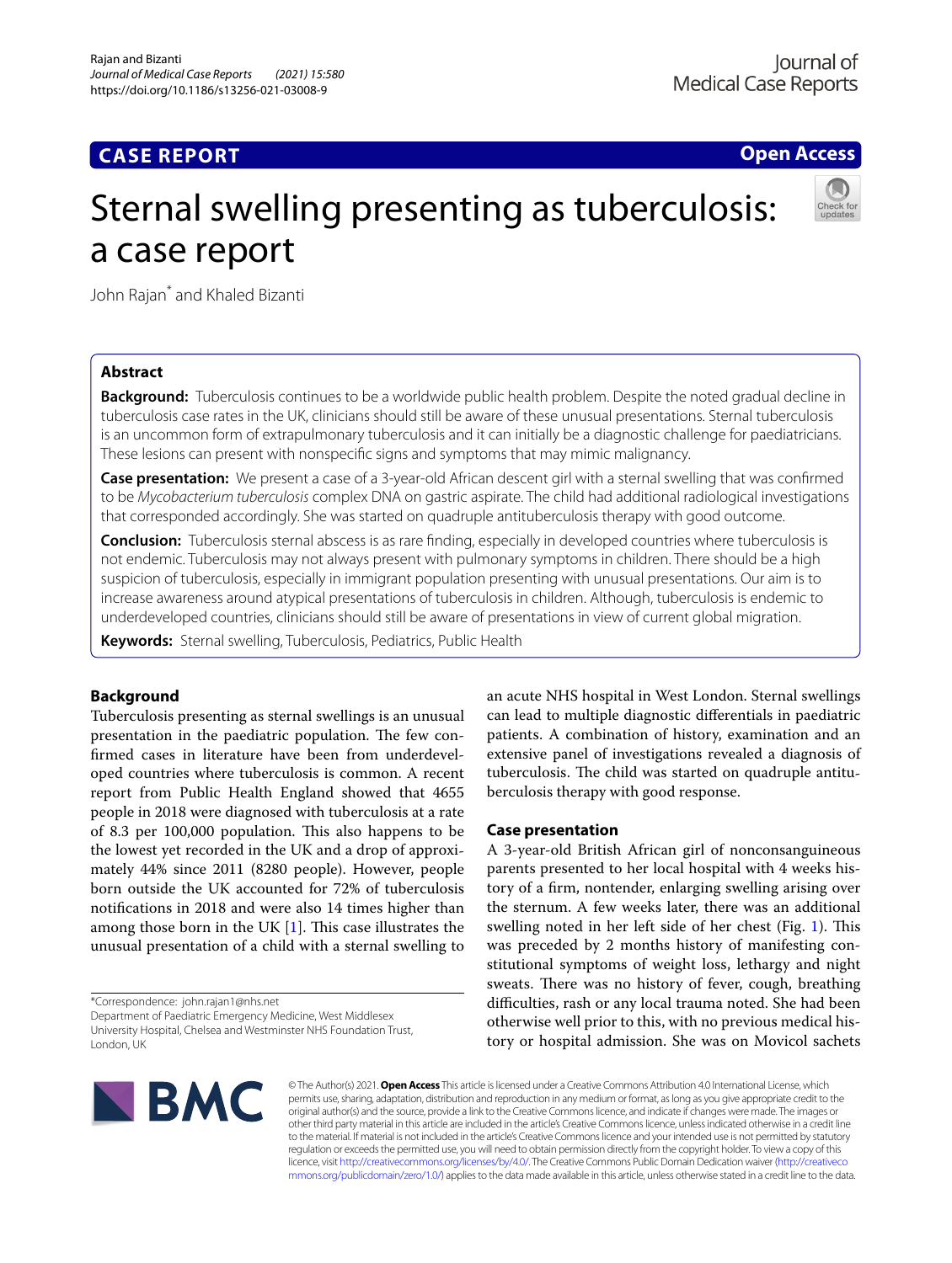CASE REPORT

Open Access

# Sternal swelling presenting as tuberculosis: a case report

John Rajan* and Khaled Bizanti

## Abstract

**Background:** Tuberculosis continues to be a worldwide public health problem. Despite the noted gradual decline in tuberculosis case rates in the UK, clinicians should still be aware of these unusual presentations. Sternal tuberculosis is an uncommon form of extrapulmonary tuberculosis and it can initially be a diagnostic challenge for paediatricians. These lesions can present with nonspecific signs and symptoms that may mimic malignancy.

**Case presentation:** We present a case of a 3-year-old African descent girl with a sternal swelling that was confirmed to be *Mycobacterium tuberculosis* complex DNA on gastric aspirate. The child had additional radiological investigations that corresponded accordingly. She was started on quadruple antituberculosis therapy with good outcome.

**Conclusion:** Tuberculosis sternal abscess is as rare finding, especially in developed countries where tuberculosis is not endemic. Tuberculosis may not always present with pulmonary symptoms in children. There should be a high suspicion of tuberculosis, especially in immigrant population presenting with unusual presentations. Our aim is to increase awareness around atypical presentations of tuberculosis in children. Although, tuberculosis is endemic to underdeveloped countries, clinicians should still be aware of presentations in view of current global migration.

**Keywords:** Sternal swelling, Tuberculosis, Pediatrics, Public Health

## Background

Tuberculosis presenting as sternal swellings is an unusual presentation in the paediatric population. The few confirmed cases in literature have been from underdeveloped countries where tuberculosis is common. A recent report from Public Health England showed that 4655 people in 2018 were diagnosed with tuberculosis at a rate of 8.3 per 100,000 population. This also happens to be the lowest yet recorded in the UK and a drop of approximately 44% since 2011 (8280 people). However, people born outside the UK accounted for 72% of tuberculosis notifications in 2018 and were also 14 times higher than among those born in the UK [1]. This case illustrates the unusual presentation of a child with a sternal swelling to an acute NHS hospital in West London. Sternal swellings can lead to multiple diagnostic differentials in paediatric patients. A combination of history, examination and an extensive panel of investigations revealed a diagnosis of tuberculosis. The child was started on quadruple antituberculosis therapy with good response.

## Case presentation

A 3-year-old British African girl of nonconsanguineous parents presented to her local hospital with 4 weeks history of a firm, nontender, enlarging swelling arising over the sternum. A few weeks later, there was an additional swelling noted in her left side of her chest (Fig. 1). This was preceded by 2 months history of manifesting constitutional symptoms of weight loss, lethargy and night sweats. There was no history of fever, cough, breathing difficulties, rash or any local trauma noted. She had been otherwise well prior to this, with no previous medical history or hospital admission. She was on Movicol sachets

*Correspondence: john.rajan1@nhs.net
Department of Paediatric Emergency Medicine, West Middlesex University Hospital, Chelsea and Westminster NHS Foundation Trust, London, UK

© The Author(s) 2021. **Open Access** This article is licensed under a Creative Commons Attribution 4.0 International License, which permits use, sharing, adaptation, distribution and reproduction in any medium or format, as long as you give appropriate credit to the original author(s) and the source, provide a link to the Creative Commons licence, and indicate if changes were made. The images or other third party material in this article are included in the article's Creative Commons licence, unless indicated otherwise in a credit line to the material. If material is not included in the article's Creative Commons licence and your intended use is not permitted by statutory regulation or exceeds the permitted use, you will need to obtain permission directly from the copyright holder. To view a copy of this licence, visit http://creativecommons.org/licenses/by/4.0/. The Creative Commons Public Domain Dedication waiver (http://creativecommons.org/publicdomain/zero/1.0/) applies to the data made available in this article, unless otherwise stated in a credit line to the data.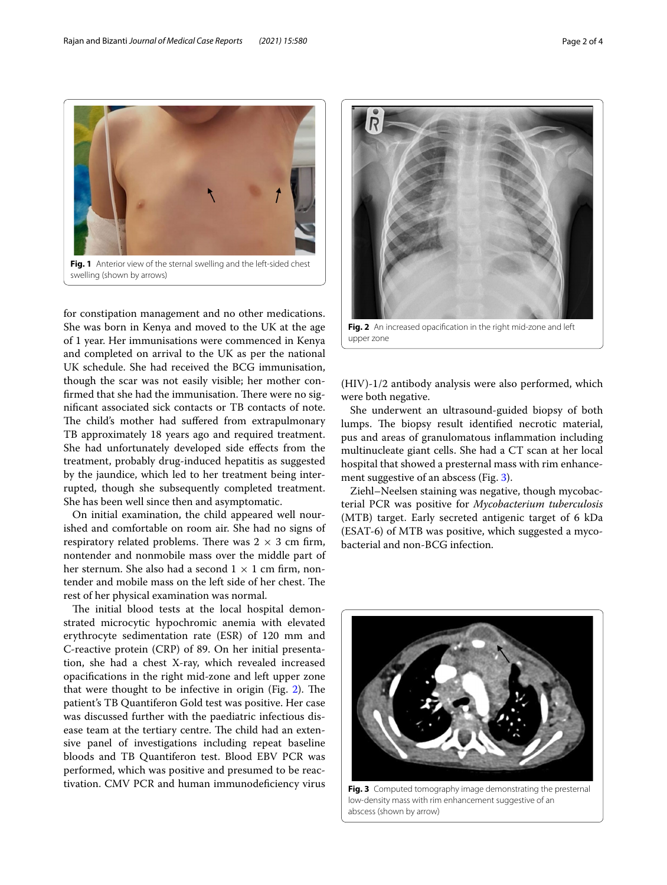Fig. 1 Anterior view of the sternal swelling and the left-sided chest swelling (shown by arrows)

for constipation management and no other medications. She was born in Kenya and moved to the UK at the age of 1 year. Her immunisations were commenced in Kenya and completed on arrival to the UK as per the national UK schedule. She had received the BCG immunisation, though the scar was not easily visible; her mother confirmed that she had the immunisation. There were no significant associated sick contacts or TB contacts of note. The child's mother had suffered from extrapulmonary TB approximately 18 years ago and required treatment. She had unfortunately developed side effects from the treatment, probably drug-induced hepatitis as suggested by the jaundice, which led to her treatment being interrupted, though she subsequently completed treatment. She has been well since then and asymptomatic.

On initial examination, the child appeared well nourished and comfortable on room air. She had no signs of respiratory related problems. There was 2 × 3 cm firm, nontender and nonmobile mass over the middle part of her sternum. She also had a second 1 × 1 cm firm, nontender and mobile mass on the left side of her chest. The rest of her physical examination was normal.

The initial blood tests at the local hospital demonstrated microcytic hypochromic anemia with elevated erythrocyte sedimentation rate (ESR) of 120 mm and C-reactive protein (CRP) of 89. On her initial presentation, she had a chest X-ray, which revealed increased opacifications in the right mid-zone and left upper zone that were thought to be infective in origin (Fig. 2). The patient's TB Quantiferon Gold test was positive. Her case was discussed further with the paediatric infectious disease team at the tertiary centre. The child had an extensive panel of investigations including repeat baseline bloods and TB Quantiferon test. Blood EBV PCR was performed, which was positive and presumed to be reactivation. CMV PCR and human immunodeficiency virus (HIV)-1/2 antibody analysis were also performed, which were both negative.

Fig. 2 An increased opacification in the right mid-zone and left upper zone

She underwent an ultrasound-guided biopsy of both lumps. The biopsy result identified necrotic material, pus and areas of granulomatous inflammation including multinucleate giant cells. She had a CT scan at her local hospital that showed a presternal mass with rim enhancement suggestive of an abscess (Fig. 3).

Ziehl–Neelsen staining was negative, though mycobacterial PCR was positive for *Mycobacterium tuberculosis* (MTB) target. Early secreted antigenic target of 6 kDa (ESAT-6) of MTB was positive, which suggested a mycobacterial and non-BCG infection.

Fig. 3 Computed tomography image demonstrating the presternal low-density mass with rim enhancement suggestive of an abscess (shown by arrow)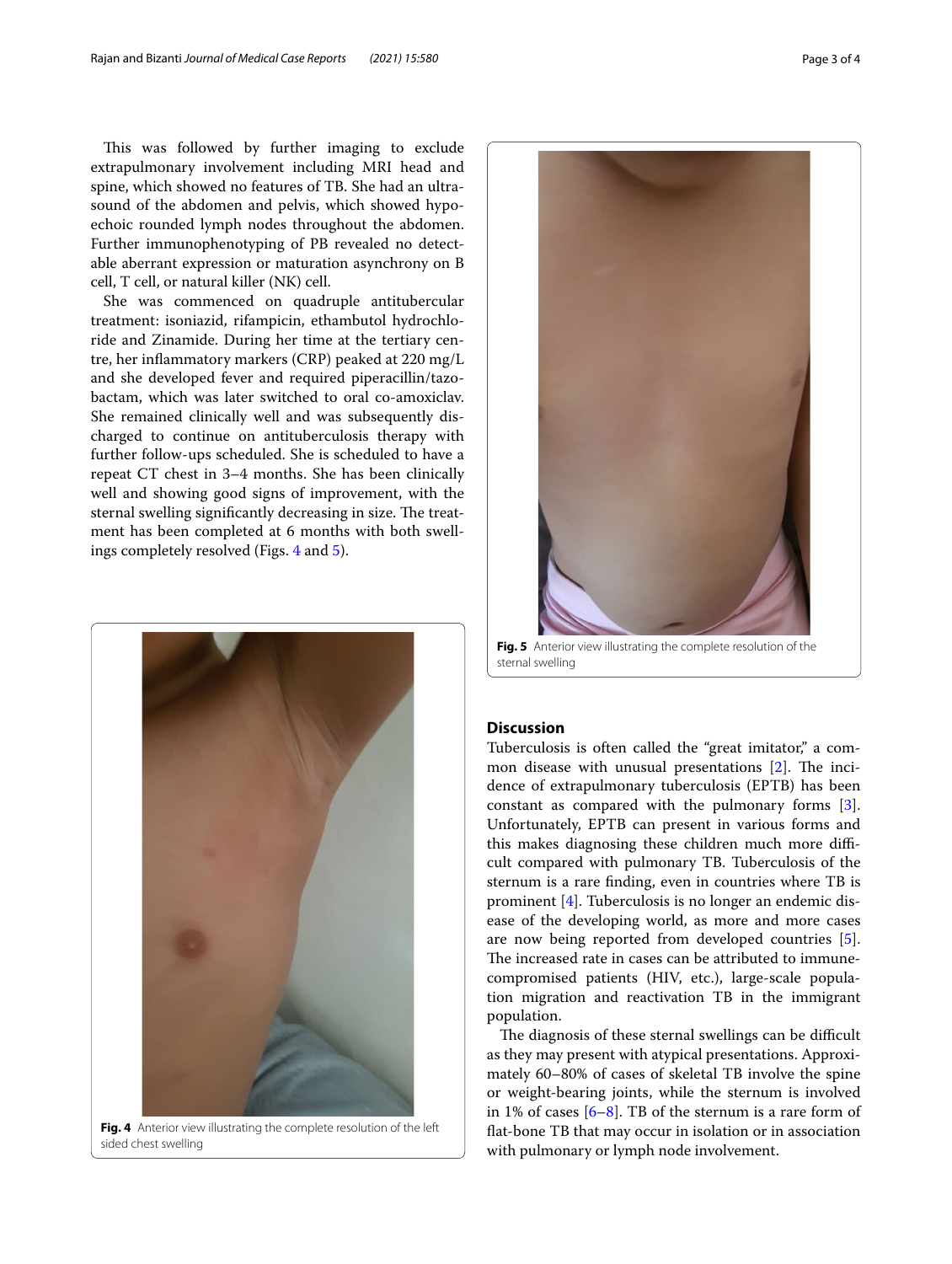This was followed by further imaging to exclude extrapulmonary involvement including MRI head and spine, which showed no features of TB. She had an ultrasound of the abdomen and pelvis, which showed hypoechoic rounded lymph nodes throughout the abdomen. Further immunophenotyping of PB revealed no detectable aberrant expression or maturation asynchrony on B cell, T cell, or natural killer (NK) cell.

She was commenced on quadruple antitubercular treatment: isoniazid, rifampicin, ethambutol hydrochloride and Zinamide. During her time at the tertiary centre, her inflammatory markers (CRP) peaked at 220 mg/L and she developed fever and required piperacillin/tazobactam, which was later switched to oral co-amoxiclav. She remained clinically well and was subsequently discharged to continue on antituberculosis therapy with further follow-ups scheduled. She is scheduled to have a repeat CT chest in 3–4 months. She has been clinically well and showing good signs of improvement, with the sternal swelling significantly decreasing in size. The treatment has been completed at 6 months with both swellings completely resolved (Figs. 4 and 5).

**Fig. 4** Anterior view illustrating the complete resolution of the left sided chest swelling

**Fig. 5** Anterior view illustrating the complete resolution of the sternal swelling

## Discussion

Tuberculosis is often called the "great imitator," a common disease with unusual presentations [2]. The incidence of extrapulmonary tuberculosis (EPTB) has been constant as compared with the pulmonary forms [3]. Unfortunately, EPTB can present in various forms and this makes diagnosing these children much more difficult compared with pulmonary TB. Tuberculosis of the sternum is a rare finding, even in countries where TB is prominent [4]. Tuberculosis is no longer an endemic disease of the developing world, as more and more cases are now being reported from developed countries [5]. The increased rate in cases can be attributed to immune-compromised patients (HIV, etc.), large-scale population migration and reactivation TB in the immigrant population.

The diagnosis of these sternal swellings can be difficult as they may present with atypical presentations. Approximately 60–80% of cases of skeletal TB involve the spine or weight-bearing joints, while the sternum is involved in 1% of cases [6–8]. TB of the sternum is a rare form of flat-bone TB that may occur in isolation or in association with pulmonary or lymph node involvement.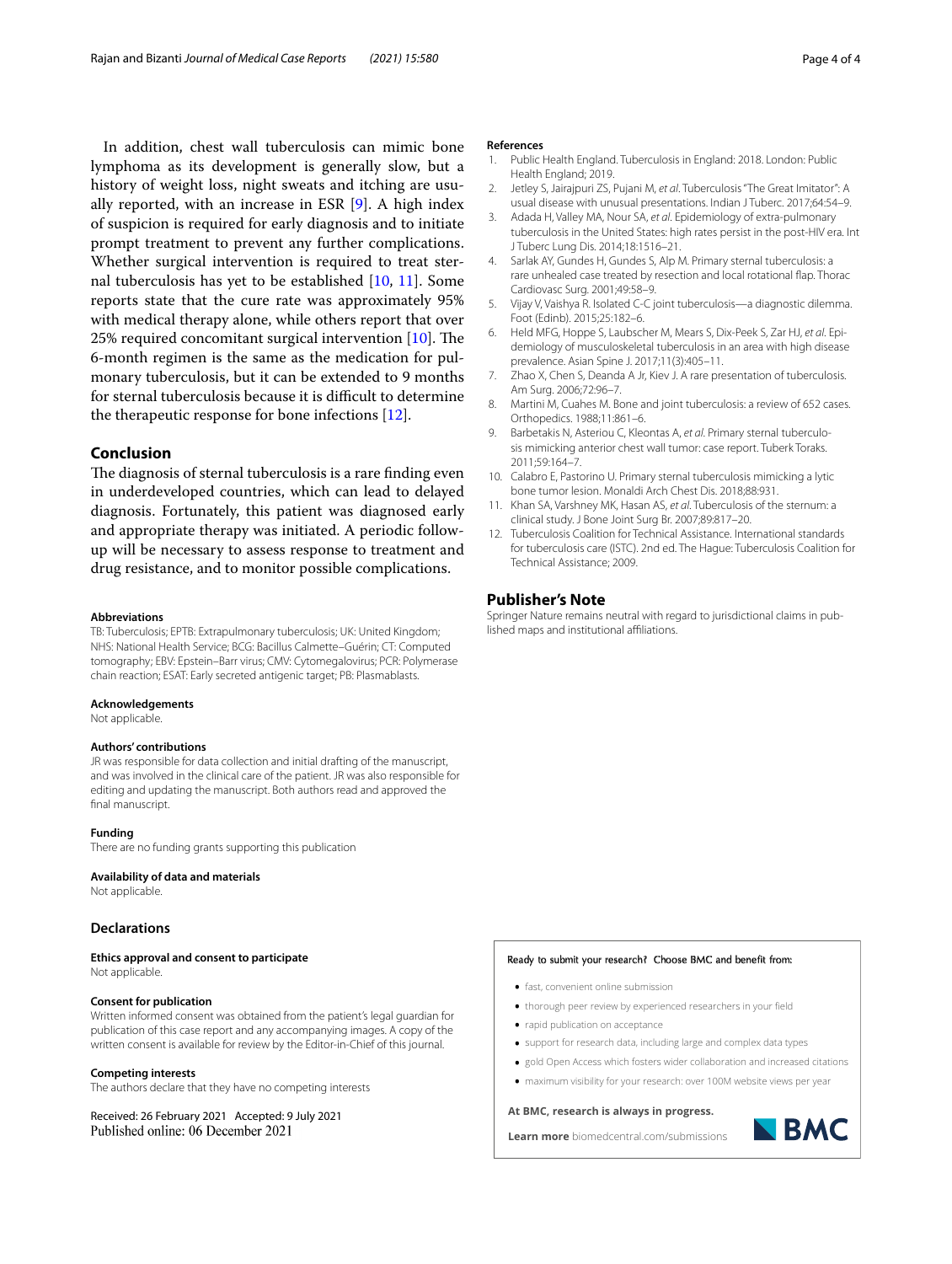In addition, chest wall tuberculosis can mimic bone lymphoma as its development is generally slow, but a history of weight loss, night sweats and itching are usually reported, with an increase in ESR [9]. A high index of suspicion is required for early diagnosis and to initiate prompt treatment to prevent any further complications. Whether surgical intervention is required to treat sternal tuberculosis has yet to be established [10, 11]. Some reports state that the cure rate was approximately 95% with medical therapy alone, while others report that over 25% required concomitant surgical intervention [10]. The 6-month regimen is the same as the medication for pulmonary tuberculosis, but it can be extended to 9 months for sternal tuberculosis because it is difficult to determine the therapeutic response for bone infections [12].

## Conclusion

The diagnosis of sternal tuberculosis is a rare finding even in underdeveloped countries, which can lead to delayed diagnosis. Fortunately, this patient was diagnosed early and appropriate therapy was initiated. A periodic follow-up will be necessary to assess response to treatment and drug resistance, and to monitor possible complications.

#### Abbreviations

TB: Tuberculosis; EPTB: Extrapulmonary tuberculosis; UK: United Kingdom; NHS: National Health Service; BCG: Bacillus Calmette–Guérin; CT: Computed tomography; EBV: Epstein–Barr virus; CMV: Cytomegalovirus; PCR: Polymerase chain reaction; ESAT: Early secreted antigenic target; PB: Plasmablasts.

#### Acknowledgements

Not applicable.

#### Authors' contributions

JR was responsible for data collection and initial drafting of the manuscript, and was involved in the clinical care of the patient. JR was also responsible for editing and updating the manuscript. Both authors read and approved the final manuscript.

#### Funding

There are no funding grants supporting this publication

#### Availability of data and materials

Not applicable.

### Declarations

#### Ethics approval and consent to participate

Not applicable.

#### Consent for publication

Written informed consent was obtained from the patient's legal guardian for publication of this case report and any accompanying images. A copy of the written consent is available for review by the Editor-in-Chief of this journal.

#### Competing interests

The authors declare that they have no competing interests

Received: 26 February 2021 Accepted: 9 July 2021
Published online: 06 December 2021

#### References

1. Public Health England. Tuberculosis in England: 2018. London: Public Health England; 2019.
2. Jetley S, Jairajpuri ZS, Pujani M, *et al*. Tuberculosis "The Great Imitator": A usual disease with unusual presentations. Indian J Tuberc. 2017;64:54–9.
3. Adada H, Valley MA, Nour SA, *et al*. Epidemiology of extra-pulmonary tuberculosis in the United States: high rates persist in the post-HIV era. Int J Tuberc Lung Dis. 2014;18:1516–21.
4. Sarlak AY, Gundes H, Gundes S, Alp M. Primary sternal tuberculosis: a rare unhealed case treated by resection and local rotational flap. Thorac Cardiovasc Surg. 2001;49:58–9.
5. Vijay V, Vaishya R. Isolated C-C joint tuberculosis—a diagnostic dilemma. Foot (Edinb). 2015;25:182–6.
6. Held MFG, Hoppe S, Laubscher M, Mears S, Dix-Peek S, Zar HJ, *et al*. Epidemiology of musculoskeletal tuberculosis in an area with high disease prevalence. Asian Spine J. 2017;11(3):405–11.
7. Zhao X, Chen S, Deanda A Jr, Kiev J. A rare presentation of tuberculosis. Am Surg. 2006;72:96–7.
8. Martini M, Cuahes M. Bone and joint tuberculosis: a review of 652 cases. Orthopedics. 1988;11:861–6.
9. Barbetakis N, Asteriou C, Kleontas A, *et al*. Primary sternal tuberculosis mimicking anterior chest wall tumor: case report. Tuberk Toraks. 2011;59:164–7.
10. Calabro E, Pastorino U. Primary sternal tuberculosis mimicking a lytic bone tumor lesion. Monaldi Arch Chest Dis. 2018;88:931.
11. Khan SA, Varshney MK, Hasan AS, *et al*. Tuberculosis of the sternum: a clinical study. J Bone Joint Surg Br. 2007;89:817–20.
12. Tuberculosis Coalition for Technical Assistance. International standards for tuberculosis care (ISTC). 2nd ed. The Hague: Tuberculosis Coalition for Technical Assistance; 2009.

## Publisher's Note

Springer Nature remains neutral with regard to jurisdictional claims in published maps and institutional affiliations.

Ready to submit your research? Choose BMC and benefit from:

- fast, convenient online submission
- thorough peer review by experienced researchers in your field
- rapid publication on acceptance
- support for research data, including large and complex data types
- gold Open Access which fosters wider collaboration and increased citations
- maximum visibility for your research: over 100M website views per year

**At BMC, research is always in progress.**

**Learn more** biomedcentral.com/submissions

BMC